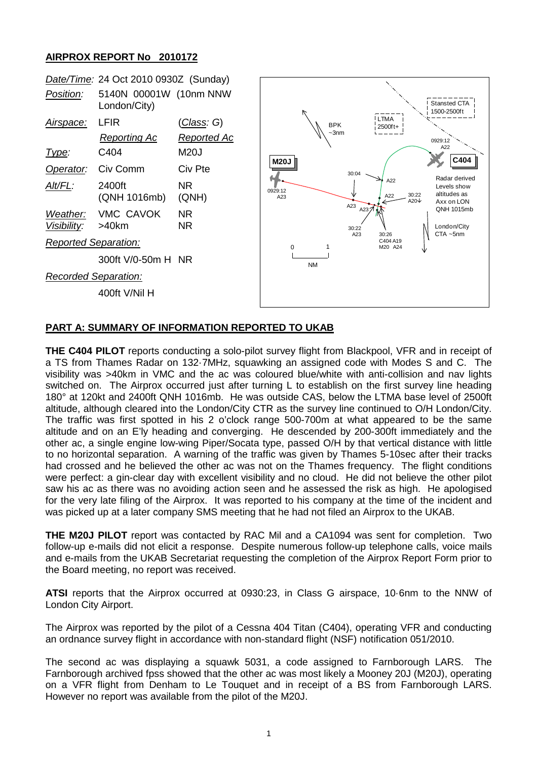# AIRPROX REPORT No 2010172

| | | |
|---|---|---|
| *Date/Time:* | 24 Oct 2010 0930Z (Sunday) | |
| *Position:* | 5140N 00001W (10nm NNW London/City) | |
| *Airspace:* | LFIR | (*Class*: G) |
| | *Reporting Ac* | *Reported Ac* |
| *Type:* | C404 | M20J |
| *Operator:* | Civ Comm | Civ Pte |
| *Alt/FL:* | 2400ft (QNH 1016mb) | NR (QNH) |
| *Weather:* | VMC CAVOK | NR |
| *Visibility:* | >40km | NR |
| *Reported Separation:* | | |
| | 300ft V/0-50m H | NR |
| *Recorded Separation:* | | |
| | 400ft V/Nil H | |

## PART A: SUMMARY OF INFORMATION REPORTED TO UKAB

**THE C404 PILOT** reports conducting a solo-pilot survey flight from Blackpool, VFR and in receipt of a TS from Thames Radar on 132·7MHz, squawking an assigned code with Modes S and C. The visibility was >40km in VMC and the ac was coloured blue/white with anti-collision and nav lights switched on. The Airprox occurred just after turning L to establish on the first survey line heading 180° at 120kt and 2400ft QNH 1016mb. He was outside CAS, below the LTMA base level of 2500ft altitude, although cleared into the London/City CTR as the survey line continued to O/H London/City. The traffic was first spotted in his 2 o'clock range 500-700m at what appeared to be the same altitude and on an E'ly heading and converging. He descended by 200-300ft immediately and the other ac, a single engine low-wing Piper/Socata type, passed O/H by that vertical distance with little to no horizontal separation. A warning of the traffic was given by Thames 5-10sec after their tracks had crossed and he believed the other ac was not on the Thames frequency. The flight conditions were perfect: a gin-clear day with excellent visibility and no cloud. He did not believe the other pilot saw his ac as there was no avoiding action seen and he assessed the risk as high. He apologised for the very late filing of the Airprox. It was reported to his company at the time of the incident and was picked up at a later company SMS meeting that he had not filed an Airprox to the UKAB.

**THE M20J PILOT** report was contacted by RAC Mil and a CA1094 was sent for completion. Two follow-up e-mails did not elicit a response. Despite numerous follow-up telephone calls, voice mails and e-mails from the UKAB Secretariat requesting the completion of the Airprox Report Form prior to the Board meeting, no report was received.

**ATSI** reports that the Airprox occurred at 0930:23, in Class G airspace, 10·6nm to the NNW of London City Airport.

The Airprox was reported by the pilot of a Cessna 404 Titan (C404), operating VFR and conducting an ordnance survey flight in accordance with non-standard flight (NSF) notification 051/2010.

The second ac was displaying a squawk 5031, a code assigned to Farnborough LARS. The Farnborough archived fpss showed that the other ac was most likely a Mooney 20J (M20J), operating on a VFR flight from Denham to Le Touquet and in receipt of a BS from Farnborough LARS. However no report was available from the pilot of the M20J.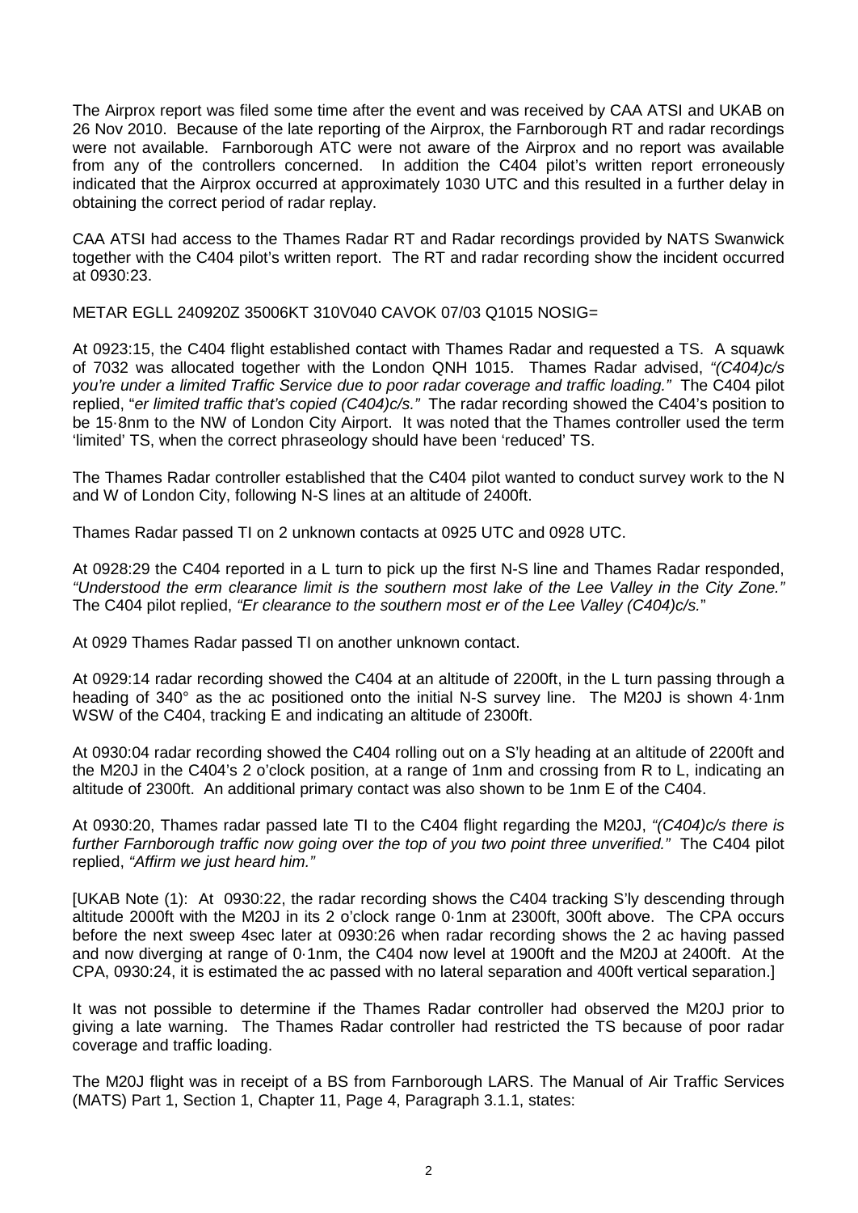The Airprox report was filed some time after the event and was received by CAA ATSI and UKAB on 26 Nov 2010. Because of the late reporting of the Airprox, the Farnborough RT and radar recordings were not available. Farnborough ATC were not aware of the Airprox and no report was available from any of the controllers concerned. In addition the C404 pilot's written report erroneously indicated that the Airprox occurred at approximately 1030 UTC and this resulted in a further delay in obtaining the correct period of radar replay.

CAA ATSI had access to the Thames Radar RT and Radar recordings provided by NATS Swanwick together with the C404 pilot's written report. The RT and radar recording show the incident occurred at 0930:23.

METAR EGLL 240920Z 35006KT 310V040 CAVOK 07/03 Q1015 NOSIG=

At 0923:15, the C404 flight established contact with Thames Radar and requested a TS. A squawk of 7032 was allocated together with the London QNH 1015. Thames Radar advised, *"(C404)c/s you're under a limited Traffic Service due to poor radar coverage and traffic loading."* The C404 pilot replied, "*er limited traffic that's copied (C404)c/s."* The radar recording showed the C404's position to be 15·8nm to the NW of London City Airport. It was noted that the Thames controller used the term 'limited' TS, when the correct phraseology should have been 'reduced' TS.

The Thames Radar controller established that the C404 pilot wanted to conduct survey work to the N and W of London City, following N-S lines at an altitude of 2400ft.

Thames Radar passed TI on 2 unknown contacts at 0925 UTC and 0928 UTC.

At 0928:29 the C404 reported in a L turn to pick up the first N-S line and Thames Radar responded, *"Understood the erm clearance limit is the southern most lake of the Lee Valley in the City Zone."* The C404 pilot replied, *"Er clearance to the southern most er of the Lee Valley (C404)c/s.*"

At 0929 Thames Radar passed TI on another unknown contact.

At 0929:14 radar recording showed the C404 at an altitude of 2200ft, in the L turn passing through a heading of 340° as the ac positioned onto the initial N-S survey line. The M20J is shown 4·1nm WSW of the C404, tracking E and indicating an altitude of 2300ft.

At 0930:04 radar recording showed the C404 rolling out on a S'ly heading at an altitude of 2200ft and the M20J in the C404's 2 o'clock position, at a range of 1nm and crossing from R to L, indicating an altitude of 2300ft. An additional primary contact was also shown to be 1nm E of the C404.

At 0930:20, Thames radar passed late TI to the C404 flight regarding the M20J, *"(C404)c/s there is further Farnborough traffic now going over the top of you two point three unverified."* The C404 pilot replied, *"Affirm we just heard him."*

[UKAB Note (1): At 0930:22, the radar recording shows the C404 tracking S'ly descending through altitude 2000ft with the M20J in its 2 o'clock range 0·1nm at 2300ft, 300ft above. The CPA occurs before the next sweep 4sec later at 0930:26 when radar recording shows the 2 ac having passed and now diverging at range of 0·1nm, the C404 now level at 1900ft and the M20J at 2400ft. At the CPA, 0930:24, it is estimated the ac passed with no lateral separation and 400ft vertical separation.]

It was not possible to determine if the Thames Radar controller had observed the M20J prior to giving a late warning. The Thames Radar controller had restricted the TS because of poor radar coverage and traffic loading.

The M20J flight was in receipt of a BS from Farnborough LARS. The Manual of Air Traffic Services (MATS) Part 1, Section 1, Chapter 11, Page 4, Paragraph 3.1.1, states: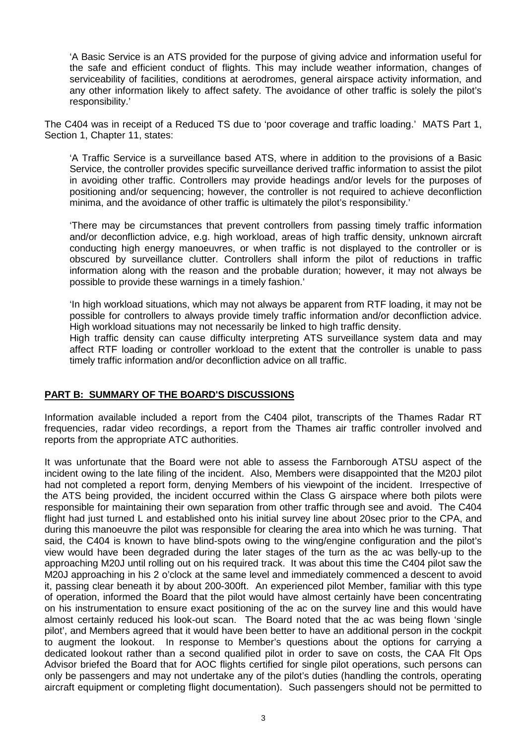> 'A Basic Service is an ATS provided for the purpose of giving advice and information useful for the safe and efficient conduct of flights. This may include weather information, changes of serviceability of facilities, conditions at aerodromes, general airspace activity information, and any other information likely to affect safety. The avoidance of other traffic is solely the pilot's responsibility.'

The C404 was in receipt of a Reduced TS due to 'poor coverage and traffic loading.' MATS Part 1, Section 1, Chapter 11, states:

> 'A Traffic Service is a surveillance based ATS, where in addition to the provisions of a Basic Service, the controller provides specific surveillance derived traffic information to assist the pilot in avoiding other traffic. Controllers may provide headings and/or levels for the purposes of positioning and/or sequencing; however, the controller is not required to achieve deconfliction minima, and the avoidance of other traffic is ultimately the pilot's responsibility.'
>
> 'There may be circumstances that prevent controllers from passing timely traffic information and/or deconfliction advice, e.g. high workload, areas of high traffic density, unknown aircraft conducting high energy manoeuvres, or when traffic is not displayed to the controller or is obscured by surveillance clutter. Controllers shall inform the pilot of reductions in traffic information along with the reason and the probable duration; however, it may not always be possible to provide these warnings in a timely fashion.'
>
> 'In high workload situations, which may not always be apparent from RTF loading, it may not be possible for controllers to always provide timely traffic information and/or deconfliction advice. High workload situations may not necessarily be linked to high traffic density.
> High traffic density can cause difficulty interpreting ATS surveillance system data and may affect RTF loading or controller workload to the extent that the controller is unable to pass timely traffic information and/or deconfliction advice on all traffic.

## PART B: SUMMARY OF THE BOARD'S DISCUSSIONS

Information available included a report from the C404 pilot, transcripts of the Thames Radar RT frequencies, radar video recordings, a report from the Thames air traffic controller involved and reports from the appropriate ATC authorities.

It was unfortunate that the Board were not able to assess the Farnborough ATSU aspect of the incident owing to the late filing of the incident. Also, Members were disappointed that the M20J pilot had not completed a report form, denying Members of his viewpoint of the incident. Irrespective of the ATS being provided, the incident occurred within the Class G airspace where both pilots were responsible for maintaining their own separation from other traffic through see and avoid. The C404 flight had just turned L and established onto his initial survey line about 20sec prior to the CPA, and during this manoeuvre the pilot was responsible for clearing the area into which he was turning. That said, the C404 is known to have blind-spots owing to the wing/engine configuration and the pilot's view would have been degraded during the later stages of the turn as the ac was belly-up to the approaching M20J until rolling out on his required track. It was about this time the C404 pilot saw the M20J approaching in his 2 o'clock at the same level and immediately commenced a descent to avoid it, passing clear beneath it by about 200-300ft. An experienced pilot Member, familiar with this type of operation, informed the Board that the pilot would have almost certainly have been concentrating on his instrumentation to ensure exact positioning of the ac on the survey line and this would have almost certainly reduced his look-out scan. The Board noted that the ac was being flown 'single pilot', and Members agreed that it would have been better to have an additional person in the cockpit to augment the lookout. In response to Member's questions about the options for carrying a dedicated lookout rather than a second qualified pilot in order to save on costs, the CAA Flt Ops Advisor briefed the Board that for AOC flights certified for single pilot operations, such persons can only be passengers and may not undertake any of the pilot's duties (handling the controls, operating aircraft equipment or completing flight documentation). Such passengers should not be permitted to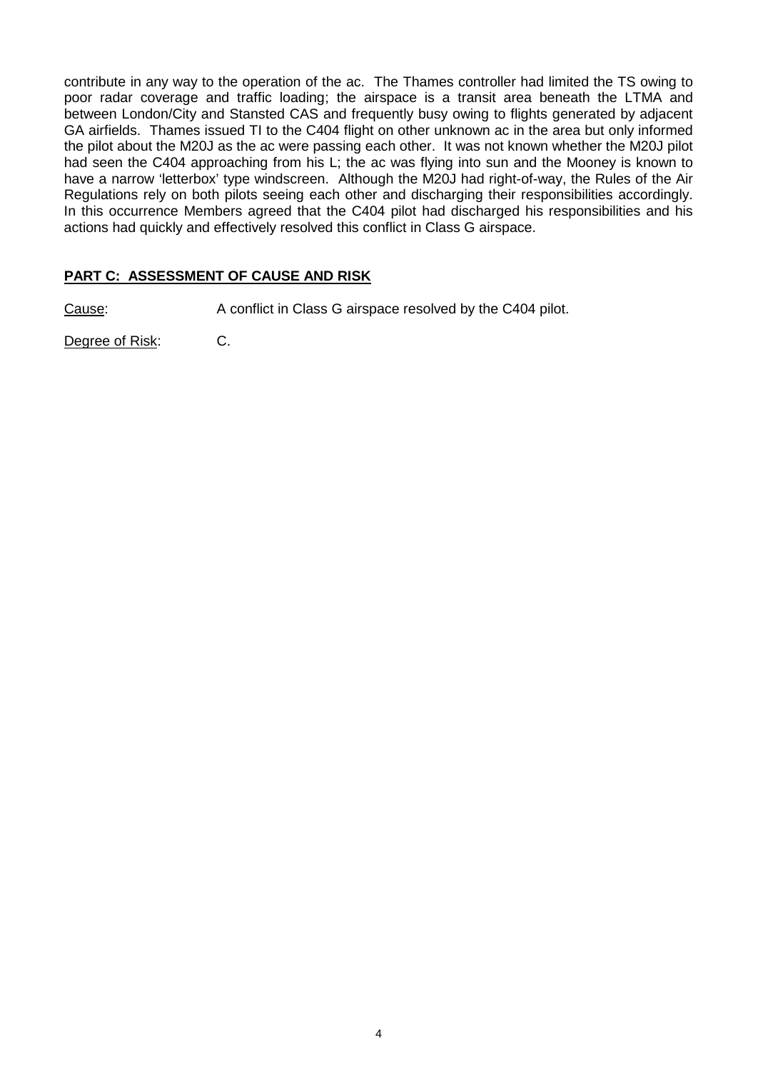contribute in any way to the operation of the ac. The Thames controller had limited the TS owing to poor radar coverage and traffic loading; the airspace is a transit area beneath the LTMA and between London/City and Stansted CAS and frequently busy owing to flights generated by adjacent GA airfields. Thames issued TI to the C404 flight on other unknown ac in the area but only informed the pilot about the M20J as the ac were passing each other. It was not known whether the M20J pilot had seen the C404 approaching from his L; the ac was flying into sun and the Mooney is known to have a narrow 'letterbox' type windscreen. Although the M20J had right-of-way, the Rules of the Air Regulations rely on both pilots seeing each other and discharging their responsibilities accordingly. In this occurrence Members agreed that the C404 pilot had discharged his responsibilities and his actions had quickly and effectively resolved this conflict in Class G airspace.

## PART C: ASSESSMENT OF CAUSE AND RISK

Cause: A conflict in Class G airspace resolved by the C404 pilot.

Degree of Risk: C.